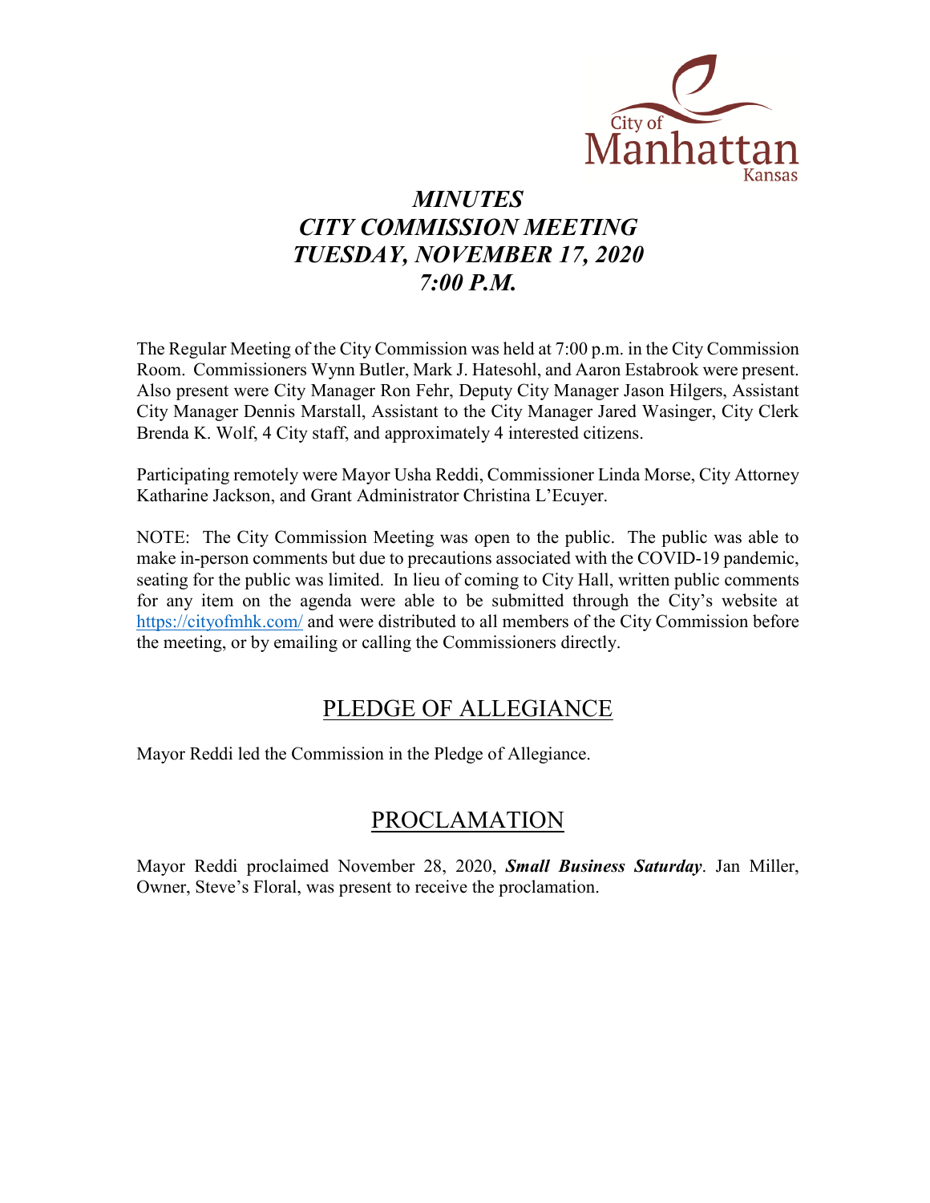# *MINUTES*
# *CITY COMMISSION MEETING*
# *TUESDAY, NOVEMBER 17, 2020*
# *7:00 P.M.*

The Regular Meeting of the City Commission was held at 7:00 p.m. in the City Commission Room. Commissioners Wynn Butler, Mark J. Hatesohl, and Aaron Estabrook were present. Also present were City Manager Ron Fehr, Deputy City Manager Jason Hilgers, Assistant City Manager Dennis Marstall, Assistant to the City Manager Jared Wasinger, City Clerk Brenda K. Wolf, 4 City staff, and approximately 4 interested citizens.

Participating remotely were Mayor Usha Reddi, Commissioner Linda Morse, City Attorney Katharine Jackson, and Grant Administrator Christina L'Ecuyer.

NOTE: The City Commission Meeting was open to the public. The public was able to make in-person comments but due to precautions associated with the COVID-19 pandemic, seating for the public was limited. In lieu of coming to City Hall, written public comments for any item on the agenda were able to be submitted through the City's website at https://cityofmhk.com/ and were distributed to all members of the City Commission before the meeting, or by emailing or calling the Commissioners directly.

## PLEDGE OF ALLEGIANCE

Mayor Reddi led the Commission in the Pledge of Allegiance.

## PROCLAMATION

Mayor Reddi proclaimed November 28, 2020, ***Small Business Saturday***. Jan Miller, Owner, Steve's Floral, was present to receive the proclamation.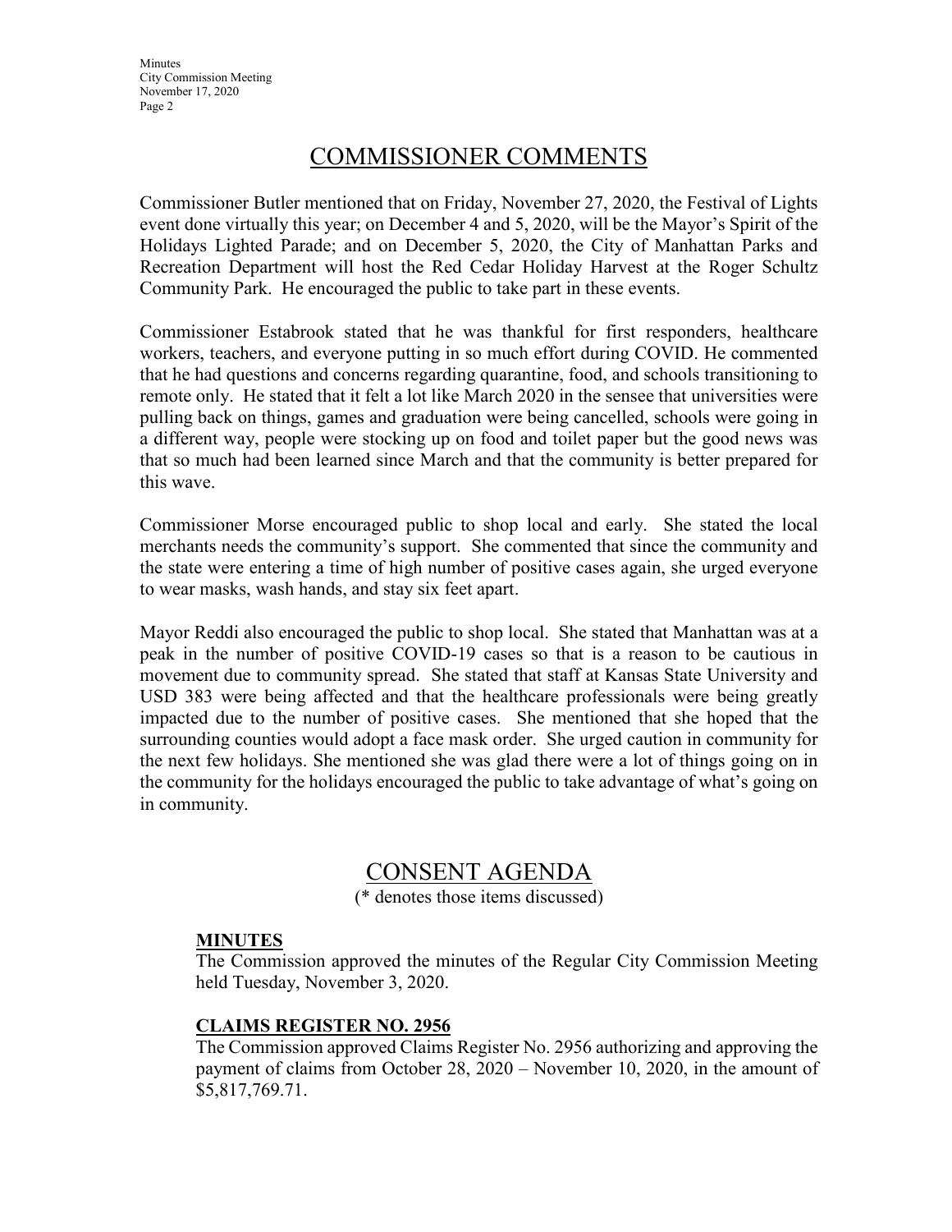# COMMISSIONER COMMENTS

Commissioner Butler mentioned that on Friday, November 27, 2020, the Festival of Lights event done virtually this year; on December 4 and 5, 2020, will be the Mayor's Spirit of the Holidays Lighted Parade; and on December 5, 2020, the City of Manhattan Parks and Recreation Department will host the Red Cedar Holiday Harvest at the Roger Schultz Community Park. He encouraged the public to take part in these events.

Commissioner Estabrook stated that he was thankful for first responders, healthcare workers, teachers, and everyone putting in so much effort during COVID. He commented that he had questions and concerns regarding quarantine, food, and schools transitioning to remote only. He stated that it felt a lot like March 2020 in the sensee that universities were pulling back on things, games and graduation were being cancelled, schools were going in a different way, people were stocking up on food and toilet paper but the good news was that so much had been learned since March and that the community is better prepared for this wave.

Commissioner Morse encouraged public to shop local and early. She stated the local merchants needs the community's support. She commented that since the community and the state were entering a time of high number of positive cases again, she urged everyone to wear masks, wash hands, and stay six feet apart.

Mayor Reddi also encouraged the public to shop local. She stated that Manhattan was at a peak in the number of positive COVID-19 cases so that is a reason to be cautious in movement due to community spread. She stated that staff at Kansas State University and USD 383 were being affected and that the healthcare professionals were being greatly impacted due to the number of positive cases. She mentioned that she hoped that the surrounding counties would adopt a face mask order. She urged caution in community for the next few holidays. She mentioned she was glad there were a lot of things going on in the community for the holidays encouraged the public to take advantage of what's going on in community.

# CONSENT AGENDA

(* denotes those items discussed)

**MINUTES**

The Commission approved the minutes of the Regular City Commission Meeting held Tuesday, November 3, 2020.

**CLAIMS REGISTER NO. 2956**

The Commission approved Claims Register No. 2956 authorizing and approving the payment of claims from October 28, 2020 – November 10, 2020, in the amount of $5,817,769.71.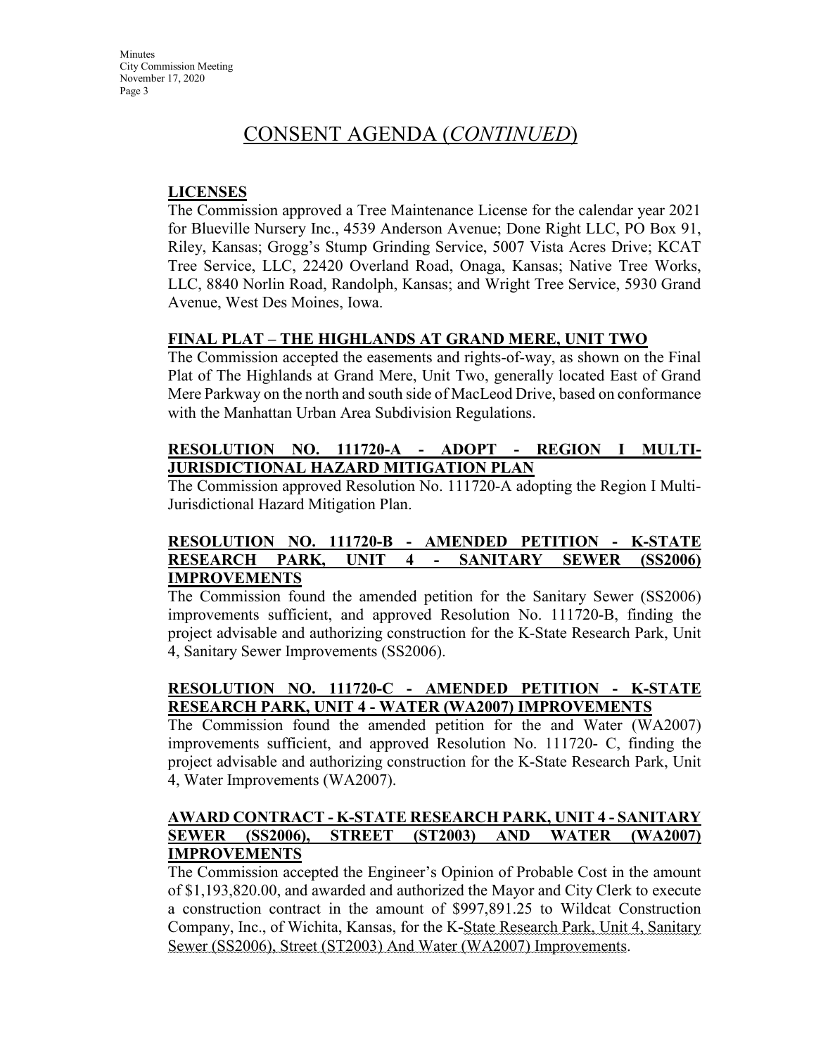# CONSENT AGENDA (*CONTINUED*)

## LICENSES

The Commission approved a Tree Maintenance License for the calendar year 2021 for Blueville Nursery Inc., 4539 Anderson Avenue; Done Right LLC, PO Box 91, Riley, Kansas; Grogg's Stump Grinding Service, 5007 Vista Acres Drive; KCAT Tree Service, LLC, 22420 Overland Road, Onaga, Kansas; Native Tree Works, LLC, 8840 Norlin Road, Randolph, Kansas; and Wright Tree Service, 5930 Grand Avenue, West Des Moines, Iowa.

## FINAL PLAT – THE HIGHLANDS AT GRAND MERE, UNIT TWO

The Commission accepted the easements and rights-of-way, as shown on the Final Plat of The Highlands at Grand Mere, Unit Two, generally located East of Grand Mere Parkway on the north and south side of MacLeod Drive, based on conformance with the Manhattan Urban Area Subdivision Regulations.

## RESOLUTION NO. 111720-A - ADOPT - REGION I MULTI-JURISDICTIONAL HAZARD MITIGATION PLAN

The Commission approved Resolution No. 111720-A adopting the Region I Multi-Jurisdictional Hazard Mitigation Plan.

## RESOLUTION NO. 111720-B - AMENDED PETITION - K-STATE RESEARCH PARK, UNIT 4 - SANITARY SEWER (SS2006) IMPROVEMENTS

The Commission found the amended petition for the Sanitary Sewer (SS2006) improvements sufficient, and approved Resolution No. 111720-B, finding the project advisable and authorizing construction for the K-State Research Park, Unit 4, Sanitary Sewer Improvements (SS2006).

## RESOLUTION NO. 111720-C - AMENDED PETITION - K-STATE RESEARCH PARK, UNIT 4 - WATER (WA2007) IMPROVEMENTS

The Commission found the amended petition for the and Water (WA2007) improvements sufficient, and approved Resolution No. 111720- C, finding the project advisable and authorizing construction for the K-State Research Park, Unit 4, Water Improvements (WA2007).

## AWARD CONTRACT - K-STATE RESEARCH PARK, UNIT 4 - SANITARY SEWER (SS2006), STREET (ST2003) AND WATER (WA2007) IMPROVEMENTS

The Commission accepted the Engineer's Opinion of Probable Cost in the amount of $1,193,820.00, and awarded and authorized the Mayor and City Clerk to execute a construction contract in the amount of $997,891.25 to Wildcat Construction Company, Inc., of Wichita, Kansas, for the K-State Research Park, Unit 4, Sanitary Sewer (SS2006), Street (ST2003) And Water (WA2007) Improvements.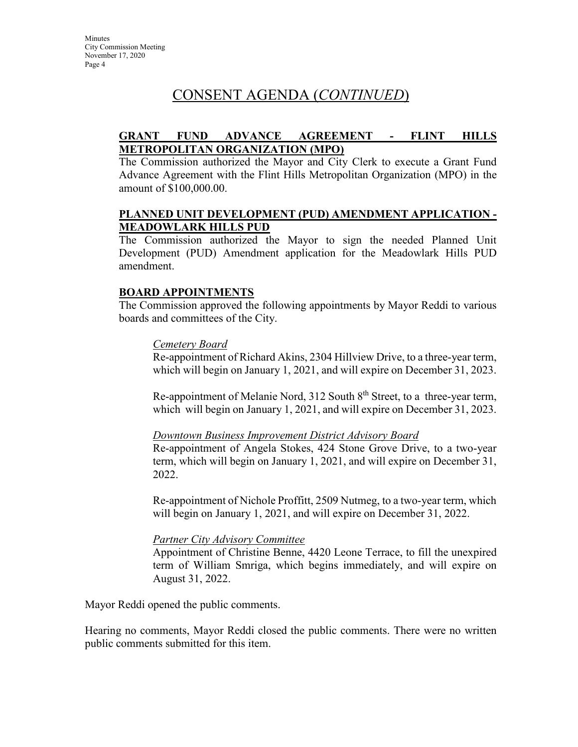# CONSENT AGENDA (*CONTINUED*)

**GRANT FUND ADVANCE AGREEMENT - FLINT HILLS METROPOLITAN ORGANIZATION (MPO)**

The Commission authorized the Mayor and City Clerk to execute a Grant Fund Advance Agreement with the Flint Hills Metropolitan Organization (MPO) in the amount of $100,000.00.

**PLANNED UNIT DEVELOPMENT (PUD) AMENDMENT APPLICATION - MEADOWLARK HILLS PUD**

The Commission authorized the Mayor to sign the needed Planned Unit Development (PUD) Amendment application for the Meadowlark Hills PUD amendment.

**BOARD APPOINTMENTS**

The Commission approved the following appointments by Mayor Reddi to various boards and committees of the City.

*Cemetery Board*

Re-appointment of Richard Akins, 2304 Hillview Drive, to a three-year term, which will begin on January 1, 2021, and will expire on December 31, 2023.

Re-appointment of Melanie Nord, 312 South 8th Street, to a three-year term, which will begin on January 1, 2021, and will expire on December 31, 2023.

*Downtown Business Improvement District Advisory Board*

Re-appointment of Angela Stokes, 424 Stone Grove Drive, to a two-year term, which will begin on January 1, 2021, and will expire on December 31, 2022.

Re-appointment of Nichole Proffitt, 2509 Nutmeg, to a two-year term, which will begin on January 1, 2021, and will expire on December 31, 2022.

*Partner City Advisory Committee*

Appointment of Christine Benne, 4420 Leone Terrace, to fill the unexpired term of William Smriga, which begins immediately, and will expire on August 31, 2022.

Mayor Reddi opened the public comments.

Hearing no comments, Mayor Reddi closed the public comments. There were no written public comments submitted for this item.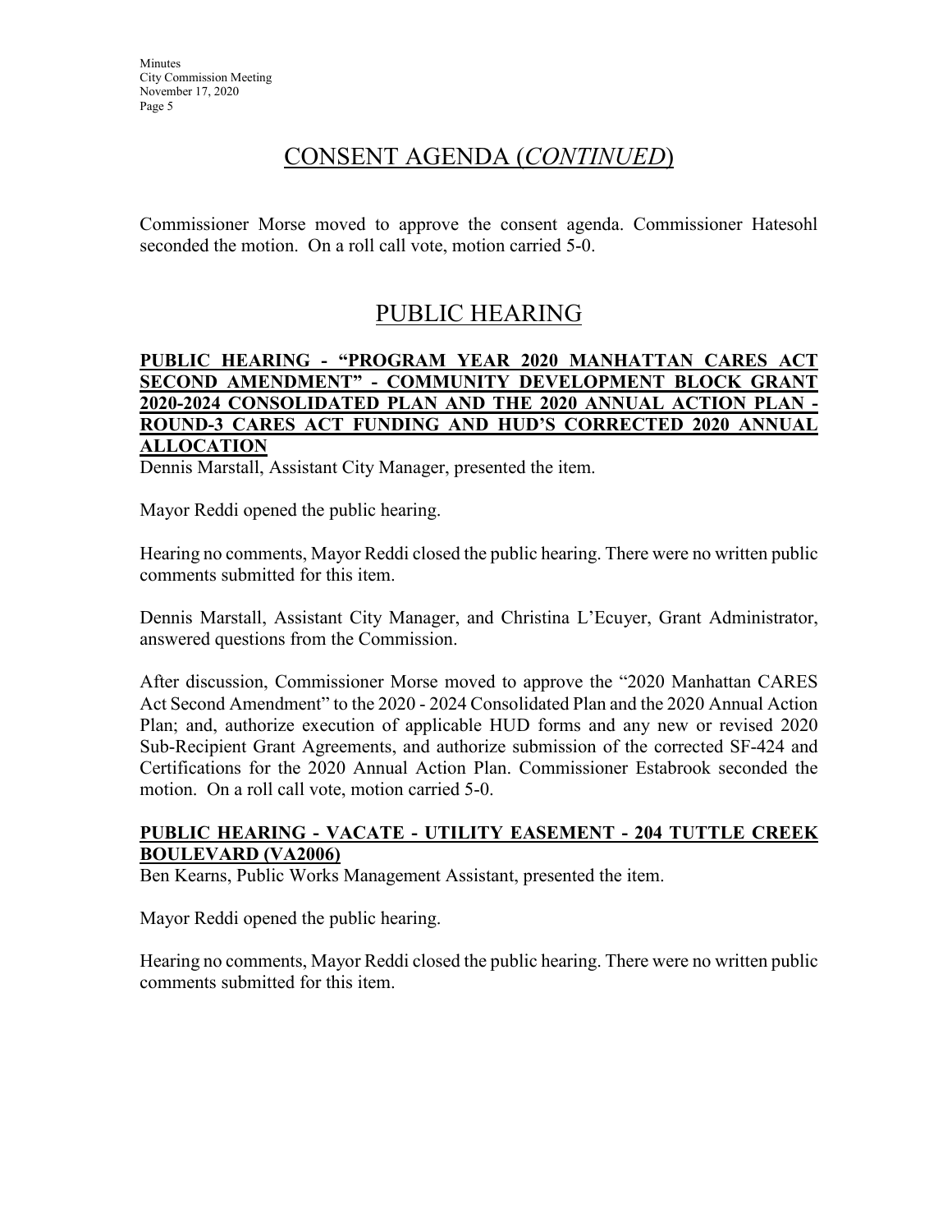## CONSENT AGENDA (*CONTINUED*)

Commissioner Morse moved to approve the consent agenda. Commissioner Hatesohl seconded the motion. On a roll call vote, motion carried 5-0.

## PUBLIC HEARING

**PUBLIC HEARING - "PROGRAM YEAR 2020 MANHATTAN CARES ACT SECOND AMENDMENT" - COMMUNITY DEVELOPMENT BLOCK GRANT 2020-2024 CONSOLIDATED PLAN AND THE 2020 ANNUAL ACTION PLAN - ROUND-3 CARES ACT FUNDING AND HUD'S CORRECTED 2020 ANNUAL ALLOCATION**

Dennis Marstall, Assistant City Manager, presented the item.

Mayor Reddi opened the public hearing.

Hearing no comments, Mayor Reddi closed the public hearing. There were no written public comments submitted for this item.

Dennis Marstall, Assistant City Manager, and Christina L'Ecuyer, Grant Administrator, answered questions from the Commission.

After discussion, Commissioner Morse moved to approve the "2020 Manhattan CARES Act Second Amendment" to the 2020 - 2024 Consolidated Plan and the 2020 Annual Action Plan; and, authorize execution of applicable HUD forms and any new or revised 2020 Sub-Recipient Grant Agreements, and authorize submission of the corrected SF-424 and Certifications for the 2020 Annual Action Plan. Commissioner Estabrook seconded the motion. On a roll call vote, motion carried 5-0.

**PUBLIC HEARING - VACATE - UTILITY EASEMENT - 204 TUTTLE CREEK BOULEVARD (VA2006)**

Ben Kearns, Public Works Management Assistant, presented the item.

Mayor Reddi opened the public hearing.

Hearing no comments, Mayor Reddi closed the public hearing. There were no written public comments submitted for this item.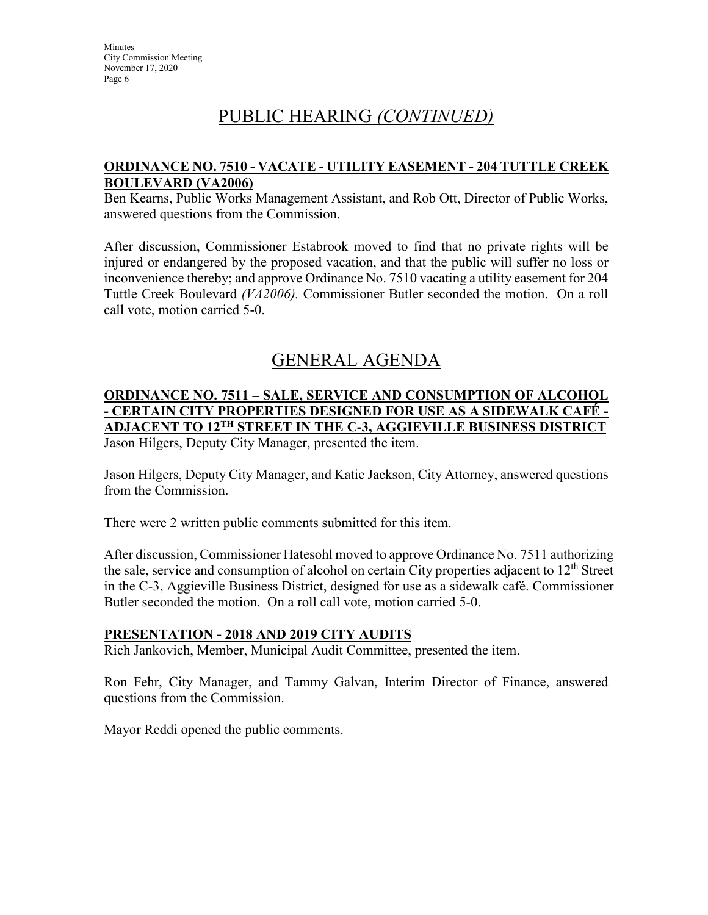# PUBLIC HEARING *(CONTINUED)*

**ORDINANCE NO. 7510 - VACATE - UTILITY EASEMENT - 204 TUTTLE CREEK BOULEVARD (VA2006)**

Ben Kearns, Public Works Management Assistant, and Rob Ott, Director of Public Works, answered questions from the Commission.

After discussion, Commissioner Estabrook moved to find that no private rights will be injured or endangered by the proposed vacation, and that the public will suffer no loss or inconvenience thereby; and approve Ordinance No. 7510 vacating a utility easement for 204 Tuttle Creek Boulevard *(VA2006)*. Commissioner Butler seconded the motion. On a roll call vote, motion carried 5-0.

# GENERAL AGENDA

**ORDINANCE NO. 7511 – SALE, SERVICE AND CONSUMPTION OF ALCOHOL - CERTAIN CITY PROPERTIES DESIGNED FOR USE AS A SIDEWALK CAFÉ - ADJACENT TO 12TH STREET IN THE C-3, AGGIEVILLE BUSINESS DISTRICT**

Jason Hilgers, Deputy City Manager, presented the item.

Jason Hilgers, Deputy City Manager, and Katie Jackson, City Attorney, answered questions from the Commission.

There were 2 written public comments submitted for this item.

After discussion, Commissioner Hatesohl moved to approve Ordinance No. 7511 authorizing the sale, service and consumption of alcohol on certain City properties adjacent to 12th Street in the C-3, Aggieville Business District, designed for use as a sidewalk café. Commissioner Butler seconded the motion. On a roll call vote, motion carried 5-0.

**PRESENTATION - 2018 AND 2019 CITY AUDITS**

Rich Jankovich, Member, Municipal Audit Committee, presented the item.

Ron Fehr, City Manager, and Tammy Galvan, Interim Director of Finance, answered questions from the Commission.

Mayor Reddi opened the public comments.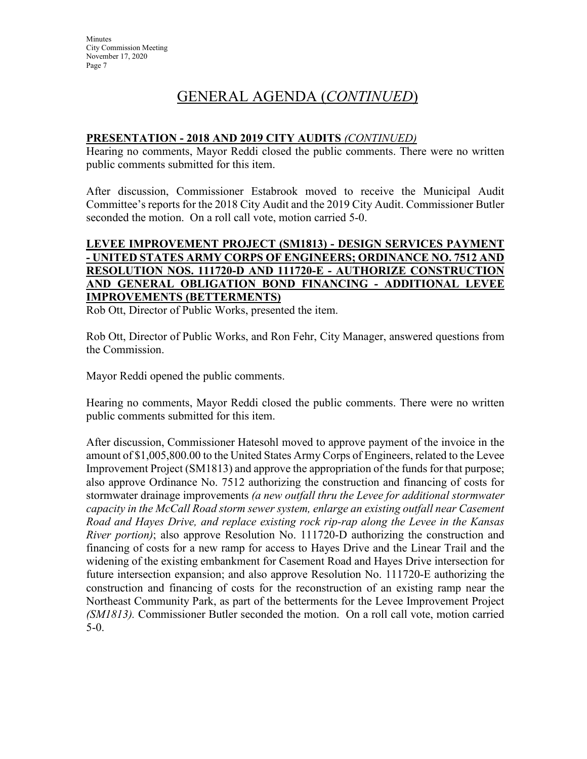# GENERAL AGENDA (*CONTINUED*)

**PRESENTATION - 2018 AND 2019 CITY AUDITS** *(CONTINUED)*

Hearing no comments, Mayor Reddi closed the public comments. There were no written public comments submitted for this item.

After discussion, Commissioner Estabrook moved to receive the Municipal Audit Committee's reports for the 2018 City Audit and the 2019 City Audit. Commissioner Butler seconded the motion. On a roll call vote, motion carried 5-0.

**LEVEE IMPROVEMENT PROJECT (SM1813) - DESIGN SERVICES PAYMENT - UNITED STATES ARMY CORPS OF ENGINEERS; ORDINANCE NO. 7512 AND RESOLUTION NOS. 111720-D AND 111720-E - AUTHORIZE CONSTRUCTION AND GENERAL OBLIGATION BOND FINANCING - ADDITIONAL LEVEE IMPROVEMENTS (BETTERMENTS)**

Rob Ott, Director of Public Works, presented the item.

Rob Ott, Director of Public Works, and Ron Fehr, City Manager, answered questions from the Commission.

Mayor Reddi opened the public comments.

Hearing no comments, Mayor Reddi closed the public comments. There were no written public comments submitted for this item.

After discussion, Commissioner Hatesohl moved to approve payment of the invoice in the amount of $1,005,800.00 to the United States Army Corps of Engineers, related to the Levee Improvement Project (SM1813) and approve the appropriation of the funds for that purpose; also approve Ordinance No. 7512 authorizing the construction and financing of costs for stormwater drainage improvements *(a new outfall thru the Levee for additional stormwater capacity in the McCall Road storm sewer system, enlarge an existing outfall near Casement Road and Hayes Drive, and replace existing rock rip-rap along the Levee in the Kansas River portion)*; also approve Resolution No. 111720-D authorizing the construction and financing of costs for a new ramp for access to Hayes Drive and the Linear Trail and the widening of the existing embankment for Casement Road and Hayes Drive intersection for future intersection expansion; and also approve Resolution No. 111720-E authorizing the construction and financing of costs for the reconstruction of an existing ramp near the Northeast Community Park, as part of the betterments for the Levee Improvement Project *(SM1813).* Commissioner Butler seconded the motion. On a roll call vote, motion carried 5-0.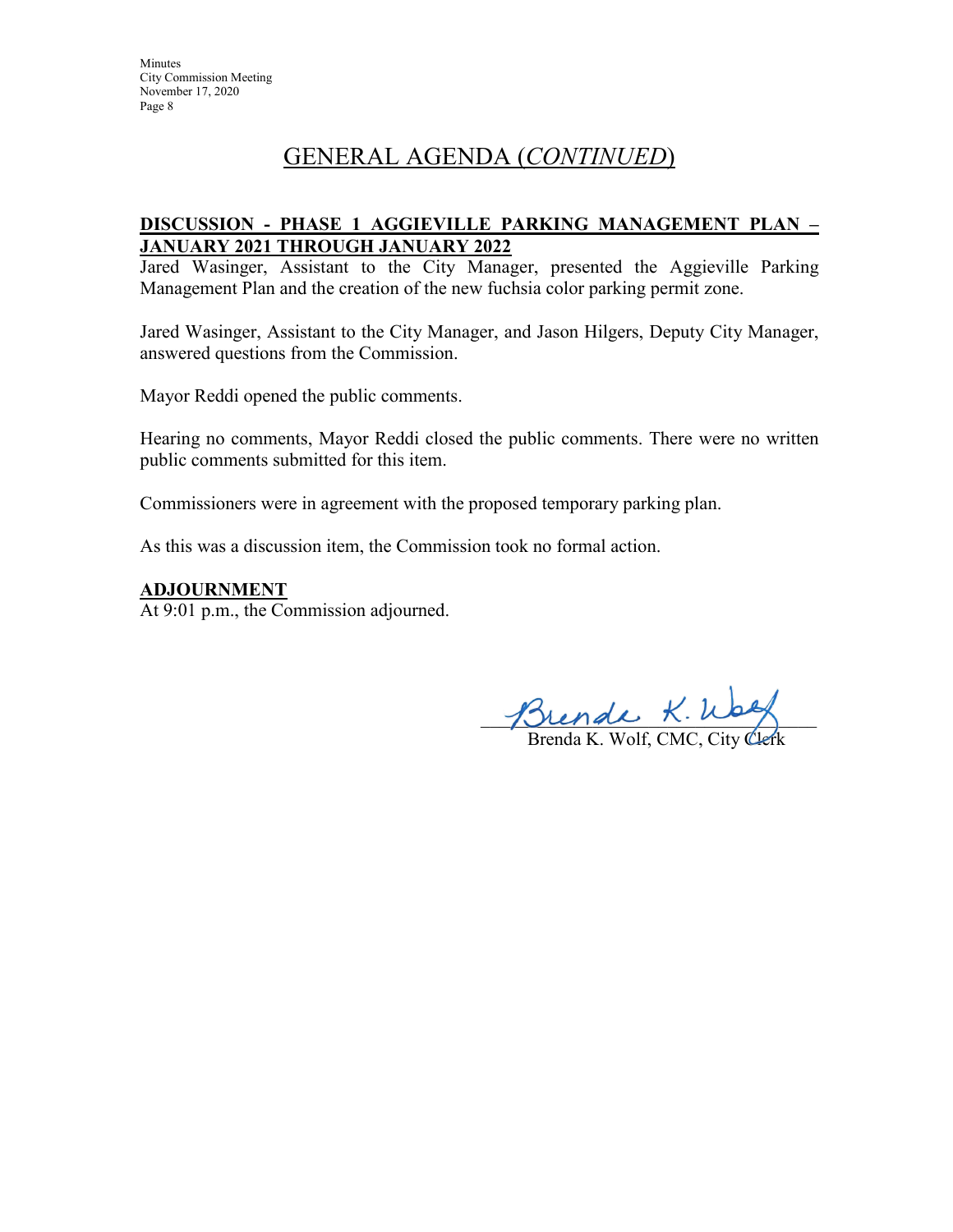# GENERAL AGENDA (*CONTINUED*)

**DISCUSSION - PHASE 1 AGGIEVILLE PARKING MANAGEMENT PLAN – JANUARY 2021 THROUGH JANUARY 2022**

Jared Wasinger, Assistant to the City Manager, presented the Aggieville Parking Management Plan and the creation of the new fuchsia color parking permit zone.

Jared Wasinger, Assistant to the City Manager, and Jason Hilgers, Deputy City Manager, answered questions from the Commission.

Mayor Reddi opened the public comments.

Hearing no comments, Mayor Reddi closed the public comments. There were no written public comments submitted for this item.

Commissioners were in agreement with the proposed temporary parking plan.

As this was a discussion item, the Commission took no formal action.

**ADJOURNMENT**

At 9:01 p.m., the Commission adjourned.

Brenda K. Wolf, CMC, City Clerk